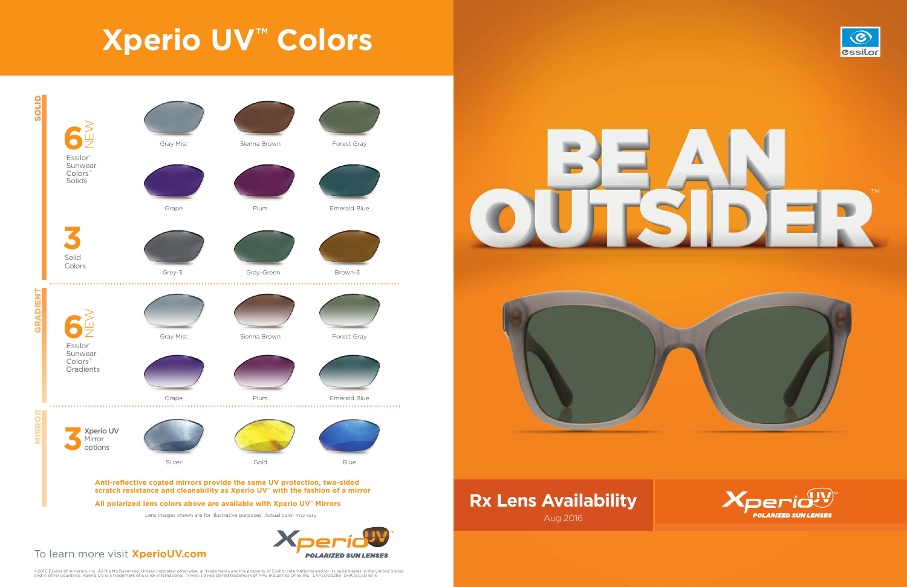# Xperio UV™ Colors

## SOLID

**6** NEW
Essilor® Sunwear Colors™ Solids

- Gray Mist
- Sienna Brown
- Forest Gray
- Grape
- Plum
- Emerald Blue

**3**
Solid Colors

- Grey-3
- Gray-Green
- Brown-3

## GRADIENT

**6** NEW
Essilor® Sunwear Colors™ Gradients

- Gray Mist
- Sienna Brown
- Forest Gray
- Grape
- Plum
- Emerald Blue

## MIRROR

**3** Xperio UV Mirror options

- Silver
- Gold
- Blue

**Anti-reflective coated mirrors provide the same UV protection, two-sided scratch resistance and cleanability as Xperio UV™ with the fashion of a mirror**

**All polarized lens colors above are available with Xperio UV™ Mirrors**

Lens images shown are for illustrative purposes. Actual color may vary.

Xperio UV™ POLARIZED SUN LENSES

To learn more visit **XperioUV.com**

©2016 Essilor of America, Inc. All Rights Reserved. Unless indicated otherwise, all trademarks are the property of Essilor International and/or its subsidiaries in the United States and in other countries. Xperio UV is a trademark of Essilor International. Trivex is a registered trademark of PPG Industries Ohio, Inc. LXPE000286 SHK/ECSD 8/16

essilor

# BE AN OUTSIDER™

## Rx Lens Availability

Aug 2016

Xperio UV™ POLARIZED SUN LENSES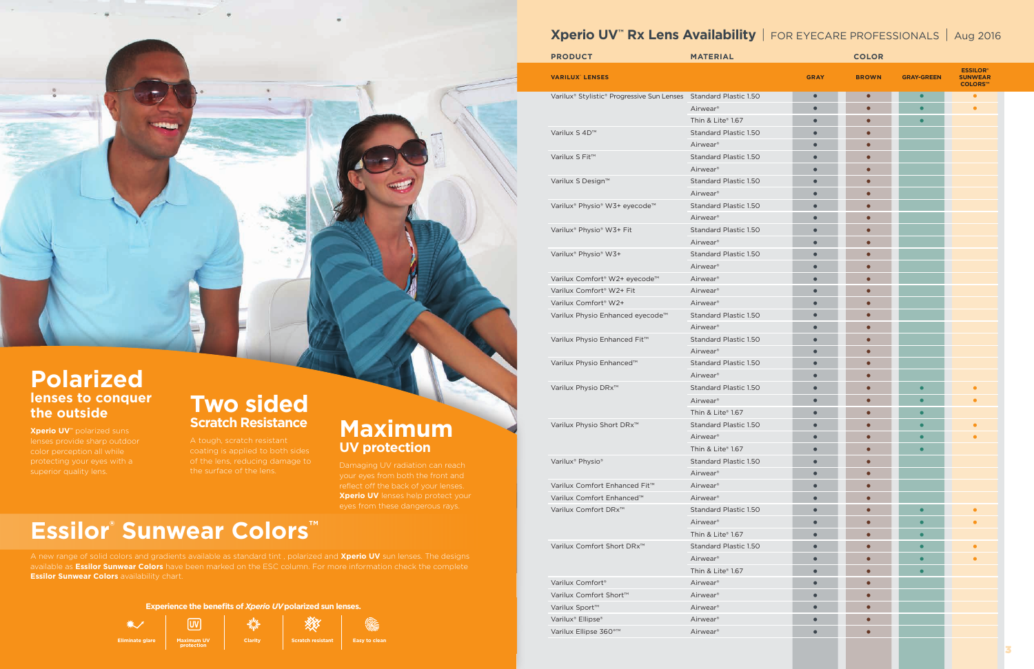# Polarized

## lenses to conquer the outside

**Xperio UV**™ polarized suns lenses provide sharp outdoor color perception all while protecting your eyes with a superior quality lens.

# Two sided

## Scratch Resistance

A tough, scratch resistant coating is applied to both sides of the lens, reducing damage to the surface of the lens.

# Maximum

## UV protection

Damaging UV radiation can reach your eyes from both the front and reflect off the back of your lenses. **Xperio UV** lenses help protect your eyes from these dangerous rays.

# Essilor® Sunwear Colors™

A new range of solid colors and gradients available as standard tint , polarized and **Xperio UV** sun lenses. The designs available as **Essilor Sunwear Colors** have been marked on the ESC column. For more information check the complete **Essilor Sunwear Colors** availability chart.

**Experience the benefits of *Xperio UV* polarized sun lenses.**

Eliminate glare | Maximum UV protection | Clarity | Scratch resistant | Easy to clean

# Xperio UV™ Rx Lens Availability | FOR EYECARE PROFESSIONALS | Aug 2016

| PRODUCT | MATERIAL | COLOR | | | |
|---|---|---|---|---|---|
| VARILUX® LENSES | | GRAY | BROWN | GRAY-GREEN | ESSILOR® SUNWEAR COLORS™ |
| Varilux® Stylistic® Progressive Sun Lenses | Standard Plastic 1.50 | • | • | • | • |
| | Airwear® | • | • | • | • |
| | Thin & Lite® 1.67 | • | • | • | |
| Varilux S 4D™ | Standard Plastic 1.50 | • | • | | |
| | Airwear® | • | • | | |
| Varilux S Fit™ | Standard Plastic 1.50 | • | • | | |
| | Airwear® | • | • | | |
| Varilux S Design™ | Standard Plastic 1.50 | • | • | | |
| | Airwear® | • | • | | |
| Varilux® Physio® W3+ eyecode™ | Standard Plastic 1.50 | • | • | | |
| | Airwear® | • | • | | |
| Varilux® Physio® W3+ Fit | Standard Plastic 1.50 | • | • | | |
| | Airwear® | • | • | | |
| Varilux® Physio® W3+ | Standard Plastic 1.50 | • | • | | |
| | Airwear® | • | • | | |
| Varilux Comfort® W2+ eyecode™ | Airwear® | • | • | | |
| Varilux Comfort® W2+ Fit | Airwear® | • | • | | |
| Varilux Comfort® W2+ | Airwear® | • | • | | |
| Varilux Physio Enhanced eyecode™ | Standard Plastic 1.50 | • | • | | |
| | Airwear® | • | • | | |
| Varilux Physio Enhanced Fit™ | Standard Plastic 1.50 | • | • | | |
| | Airwear® | • | • | | |
| Varilux Physio Enhanced™ | Standard Plastic 1.50 | • | • | | |
| | Airwear® | • | • | | |
| Varilux Physio DRx™ | Standard Plastic 1.50 | • | • | • | • |
| | Airwear® | • | • | • | • |
| | Thin & Lite® 1.67 | • | • | • | |
| Varilux Physio Short DRx™ | Standard Plastic 1.50 | • | • | • | • |
| | Airwear® | • | • | • | • |
| | Thin & Lite® 1.67 | • | • | • | |
| Varilux® Physio® | Standard Plastic 1.50 | • | • | | |
| | Airwear® | • | • | | |
| Varilux Comfort Enhanced Fit™ | Airwear® | • | • | | |
| Varilux Comfort Enhanced™ | Airwear® | • | • | | |
| Varilux Comfort DRx™ | Standard Plastic 1.50 | • | • | • | • |
| | Airwear® | • | • | • | • |
| | Thin & Lite® 1.67 | • | • | • | |
| Varilux Comfort Short DRx™ | Standard Plastic 1.50 | • | • | • | • |
| | Airwear® | • | • | • | • |
| | Thin & Lite® 1.67 | • | • | • | |
| Varilux Comfort® | Airwear® | • | • | | |
| Varilux Comfort Short™ | Airwear® | • | • | | |
| Varilux Sport™ | Airwear® | • | • | | |
| Varilux® Ellipse® | Airwear® | • | • | | |
| Varilux Ellipse 360°™ | Airwear® | • | • | | |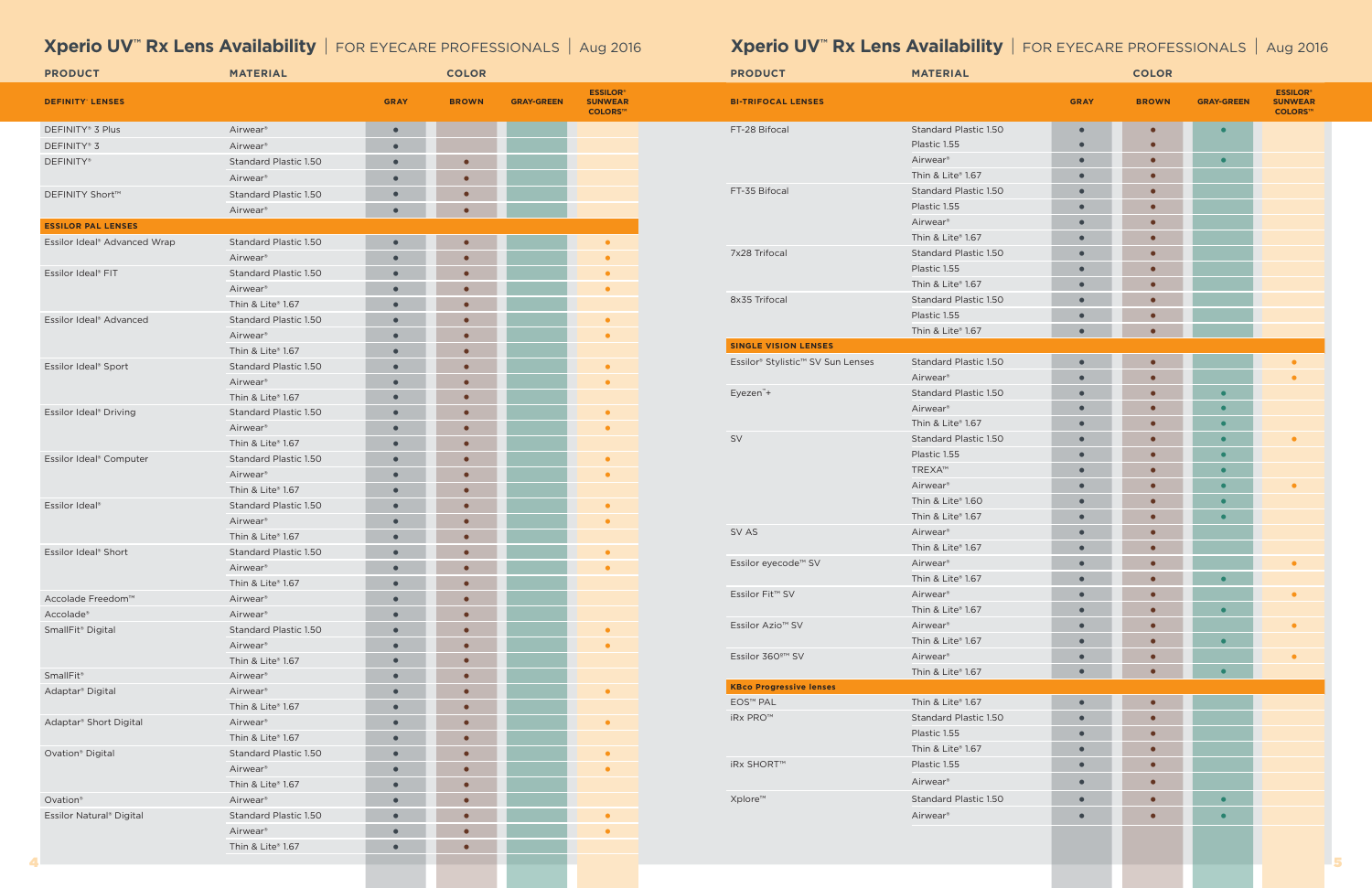# Xperio UV™ Rx Lens Availability | FOR EYECARE PROFESSIONALS | Aug 2016

| PRODUCT | MATERIAL | COLOR | | | |
|---|---|---|---|---|---|
| | | GRAY | BROWN | GRAY-GREEN | ESSILOR® SUNWEAR COLORS™ |
| **DEFINITY® LENSES** | | | | | |
| DEFINITY® 3 Plus | Airwear® | ● | | | |
| DEFINITY® 3 | Airwear® | ● | | | |
| DEFINITY® | Standard Plastic 1.50 | ● | ● | | |
| | Airwear® | ● | ● | | |
| DEFINITY Short™ | Standard Plastic 1.50 | ● | ● | | |
| | Airwear® | ● | ● | | |
| **ESSILOR PAL LENSES** | | | | | |
| Essilor Ideal® Advanced Wrap | Standard Plastic 1.50 | ● | ● | | ● |
| | Airwear® | ● | ● | | ● |
| Essilor Ideal® FIT | Standard Plastic 1.50 | ● | ● | | ● |
| | Airwear® | ● | ● | | ● |
| | Thin & Lite® 1.67 | ● | ● | | |
| Essilor Ideal® Advanced | Standard Plastic 1.50 | ● | ● | | ● |
| | Airwear® | ● | ● | | ● |
| | Thin & Lite® 1.67 | ● | ● | | |
| Essilor Ideal® Sport | Standard Plastic 1.50 | ● | ● | | ● |
| | Airwear® | ● | ● | | ● |
| | Thin & Lite® 1.67 | ● | ● | | |
| Essilor Ideal® Driving | Standard Plastic 1.50 | ● | ● | | ● |
| | Airwear® | ● | ● | | ● |
| | Thin & Lite® 1.67 | ● | ● | | |
| Essilor Ideal® Computer | Standard Plastic 1.50 | ● | ● | | ● |
| | Airwear® | ● | ● | | ● |
| | Thin & Lite® 1.67 | ● | ● | | |
| Essilor Ideal® | Standard Plastic 1.50 | ● | ● | | ● |
| | Airwear® | ● | ● | | ● |
| | Thin & Lite® 1.67 | ● | ● | | |
| Essilor Ideal® Short | Standard Plastic 1.50 | ● | ● | | ● |
| | Airwear® | ● | ● | | ● |
| | Thin & Lite® 1.67 | ● | ● | | |
| Accolade Freedom™ | Airwear® | ● | ● | | |
| Accolade® | Airwear® | ● | ● | | |
| SmallFit® Digital | Standard Plastic 1.50 | ● | ● | | ● |
| | Airwear® | ● | ● | | ● |
| | Thin & Lite® 1.67 | ● | ● | | |
| SmallFit® | Airwear® | ● | ● | | |
| Adaptar® Digital | Airwear® | ● | ● | | ● |
| | Thin & Lite® 1.67 | ● | ● | | |
| Adaptar® Short Digital | Airwear® | ● | ● | | ● |
| | Thin & Lite® 1.67 | ● | ● | | |
| Ovation® Digital | Standard Plastic 1.50 | ● | ● | | ● |
| | Airwear® | ● | ● | | ● |
| | Thin & Lite® 1.67 | ● | ● | | |
| Ovation® | Airwear® | ● | ● | | |
| Essilor Natural® Digital | Standard Plastic 1.50 | ● | ● | | ● |
| | Airwear® | ● | ● | | ● |
| | Thin & Lite® 1.67 | ● | ● | | |

# Xperio UV™ Rx Lens Availability | FOR EYECARE PROFESSIONALS | Aug 2016

| PRODUCT | MATERIAL | COLOR | | | |
|---|---|---|---|---|---|
| | | GRAY | BROWN | GRAY-GREEN | ESSILOR® SUNWEAR COLORS™ |
| **BI-TRIFOCAL LENSES** | | | | | |
| FT-28 Bifocal | Standard Plastic 1.50 | ● | ● | ● | |
| | Plastic 1.55 | ● | ● | | |
| | Airwear® | ● | ● | ● | |
| | Thin & Lite® 1.67 | ● | ● | | |
| FT-35 Bifocal | Standard Plastic 1.50 | ● | ● | | |
| | Plastic 1.55 | ● | ● | | |
| | Airwear® | ● | ● | | |
| | Thin & Lite® 1.67 | ● | ● | | |
| 7x28 Trifocal | Standard Plastic 1.50 | ● | ● | | |
| | Plastic 1.55 | ● | ● | | |
| | Thin & Lite® 1.67 | ● | ● | | |
| 8x35 Trifocal | Standard Plastic 1.50 | ● | ● | | |
| | Plastic 1.55 | ● | ● | | |
| | Thin & Lite® 1.67 | ● | ● | | |
| **SINGLE VISION LENSES** | | | | | |
| Essilor® Stylistic™ SV Sun Lenses | Standard Plastic 1.50 | ● | ● | | ● |
| | Airwear® | ● | ● | | ● |
| Eyezen™+ | Standard Plastic 1.50 | ● | ● | ● | |
| | Airwear® | ● | ● | ● | |
| | Thin & Lite® 1.67 | ● | ● | ● | |
| SV | Standard Plastic 1.50 | ● | ● | ● | ● |
| | Plastic 1.55 | ● | ● | ● | |
| | TREXA™ | ● | ● | ● | |
| | Airwear® | ● | ● | ● | ● |
| | Thin & Lite® 1.60 | ● | ● | ● | |
| | Thin & Lite® 1.67 | ● | ● | ● | |
| SV AS | Airwear® | ● | ● | | |
| | Thin & Lite® 1.67 | ● | ● | | |
| Essilor eyecode™ SV | Airwear® | ● | ● | | ● |
| | Thin & Lite® 1.67 | ● | ● | ● | |
| Essilor Fit™ SV | Airwear® | ● | ● | | ● |
| | Thin & Lite® 1.67 | ● | ● | ● | |
| Essilor Azio™ SV | Airwear® | ● | ● | | ● |
| | Thin & Lite® 1.67 | ● | ● | ● | |
| Essilor 360º™ SV | Airwear® | ● | ● | | ● |
| | Thin & Lite® 1.67 | ● | ● | ● | |
| **KBco Progressive lenses** | | | | | |
| EOS™ PAL | Thin & Lite® 1.67 | ● | ● | | |
| iRx PRO™ | Standard Plastic 1.50 | ● | ● | | |
| | Plastic 1.55 | ● | ● | | |
| | Thin & Lite® 1.67 | ● | ● | | |
| iRx SHORT™ | Plastic 1.55 | ● | ● | | |
| | Airwear® | ● | ● | | |
| Xplore™ | Standard Plastic 1.50 | ● | ● | ● | |
| | Airwear® | ● | ● | ● | |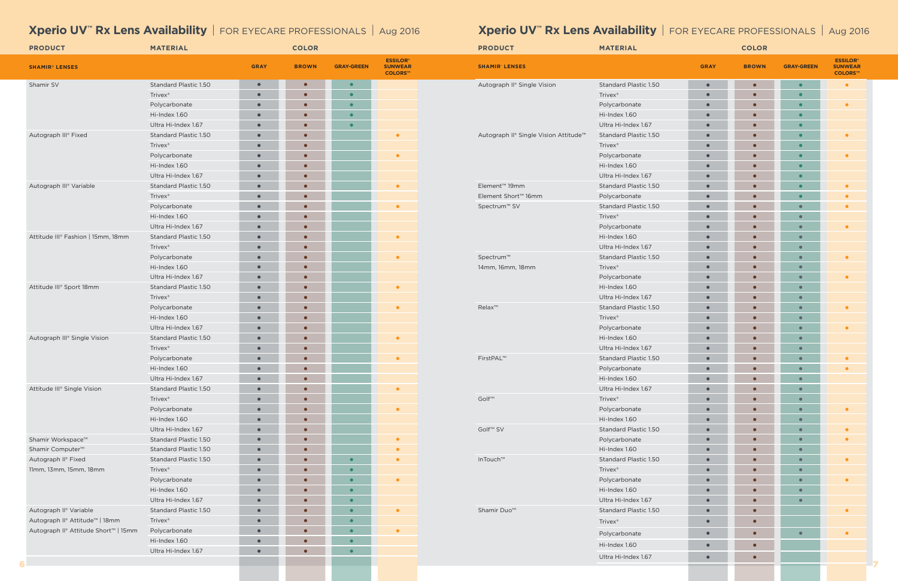## Xperio UV™ Rx Lens Availability | FOR EYECARE PROFESSIONALS | Aug 2016

| PRODUCT | MATERIAL | COLOR | | | |
|---|---|---|---|---|---|
| SHAMIR® LENSES | | GRAY | BROWN | GRAY-GREEN | ESSILOR® SUNWEAR COLORS™ |
| Shamir SV | Standard Plastic 1.50 | • | • | • | |
| | Trivex® | • | • | • | |
| | Polycarbonate | • | • | • | |
| | Hi-Index 1.60 | • | • | • | |
| | Ultra Hi-Index 1.67 | • | • | • | |
| Autograph III® Fixed | Standard Plastic 1.50 | • | • | | • |
| | Trivex® | • | • | | |
| | Polycarbonate | • | • | | • |
| | Hi-Index 1.60 | • | • | | |
| | Ultra Hi-Index 1.67 | • | • | | |
| Autograph III® Variable | Standard Plastic 1.50 | • | • | | • |
| | Trivex® | • | • | | |
| | Polycarbonate | • | • | | • |
| | Hi-Index 1.60 | • | • | | |
| | Ultra Hi-Index 1.67 | • | • | | |
| Attitude III® Fashion \| 15mm, 18mm | Standard Plastic 1.50 | • | • | | • |
| | Trivex® | • | • | | |
| | Polycarbonate | • | • | | • |
| | Hi-Index 1.60 | • | • | | |
| | Ultra Hi-Index 1.67 | • | • | | |
| Attitude III® Sport 18mm | Standard Plastic 1.50 | • | • | | • |
| | Trivex® | • | • | | |
| | Polycarbonate | • | • | | • |
| | Hi-Index 1.60 | • | • | | |
| | Ultra Hi-Index 1.67 | • | • | | |
| Autograph III® Single Vision | Standard Plastic 1.50 | • | • | | • |
| | Trivex® | • | • | | |
| | Polycarbonate | • | • | | • |
| | Hi-Index 1.60 | • | • | | |
| | Ultra Hi-Index 1.67 | • | • | | |
| Attitude III® Single Vision | Standard Plastic 1.50 | • | • | | • |
| | Trivex® | • | • | | |
| | Polycarbonate | • | • | | • |
| | Hi-Index 1.60 | • | • | | |
| | Ultra Hi-Index 1.67 | • | • | | |
| Shamir Workspace™ | Standard Plastic 1.50 | • | • | | • |
| Shamir Computer™ | Standard Plastic 1.50 | • | • | | • |
| Autograph II® Fixed 11mm, 13mm, 15mm, 18mm | Standard Plastic 1.50 | • | • | • | • |
| | Trivex® | • | • | • | |
| | Polycarbonate | • | • | • | • |
| | Hi-Index 1.60 | • | • | • | |
| | Ultra Hi-Index 1.67 | • | • | • | |
| Autograph II® Variable | Standard Plastic 1.50 | • | • | • | • |
| Autograph II® Attitude™ \| 18mm | Trivex® | • | • | • | |
| Autograph II® Attitude Short™ \| 15mm | Polycarbonate | • | • | • | • |
| | Hi-Index 1.60 | • | • | • | |
| | Ultra Hi-Index 1.67 | • | • | • | |
| Autograph II® Single Vision | Standard Plastic 1.50 | • | • | • | • |
| | Trivex® | • | • | • | |
| | Polycarbonate | • | • | • | • |
| | Hi-Index 1.60 | • | • | • | |
| | Ultra Hi-Index 1.67 | • | • | • | |
| Autograph II® Single Vision Attitude™ | Standard Plastic 1.50 | • | • | • | • |
| | Trivex® | • | • | • | |
| | Polycarbonate | • | • | • | • |
| | Hi-Index 1.60 | • | • | • | |
| | Ultra Hi-Index 1.67 | • | • | • | |
| Element™ 19mm | Standard Plastic 1.50 | • | • | • | • |
| Element Short™ 16mm | Polycarbonate | • | • | • | • |
| Spectrum™ SV | Standard Plastic 1.50 | • | • | • | • |
| | Trivex® | • | • | • | |
| | Polycarbonate | • | • | • | • |
| | Hi-Index 1.60 | • | • | • | |
| | Ultra Hi-Index 1.67 | • | • | • | |
| Spectrum™ 14mm, 16mm, 18mm | Standard Plastic 1.50 | • | • | • | • |
| | Trivex® | • | • | • | |
| | Polycarbonate | • | • | • | • |
| | Hi-Index 1.60 | • | • | • | |
| | Ultra Hi-Index 1.67 | • | • | • | |
| Relax™ | Standard Plastic 1.50 | • | • | • | • |
| | Trivex® | • | • | • | |
| | Polycarbonate | • | • | • | • |
| | Hi-Index 1.60 | • | • | • | |
| | Ultra Hi-Index 1.67 | • | • | • | |
| FirstPAL™ | Standard Plastic 1.50 | • | • | • | • |
| | Polycarbonate | • | • | • | • |
| | Hi-Index 1.60 | • | • | • | |
| | Ultra Hi-Index 1.67 | • | • | • | |
| Golf™ | Trivex® | • | • | • | |
| | Polycarbonate | • | • | • | • |
| | Hi-Index 1.60 | • | • | • | |
| Golf™ SV | Standard Plastic 1.50 | • | • | • | • |
| | Polycarbonate | • | • | • | • |
| | Hi-Index 1.60 | • | • | • | |
| InTouch™ | Standard Plastic 1.50 | • | • | • | • |
| | Trivex® | • | • | • | |
| | Polycarbonate | • | • | • | • |
| | Hi-Index 1.60 | • | • | • | |
| | Ultra Hi-Index 1.67 | • | • | • | |
| Shamir Duo™ | Standard Plastic 1.50 | • | • | | • |
| | Trivex® | • | • | | |
| | Polycarbonate | • | • | • | • |
| | Hi-Index 1.60 | • | • | | |
| | Ultra Hi-Index 1.67 | • | • | | |